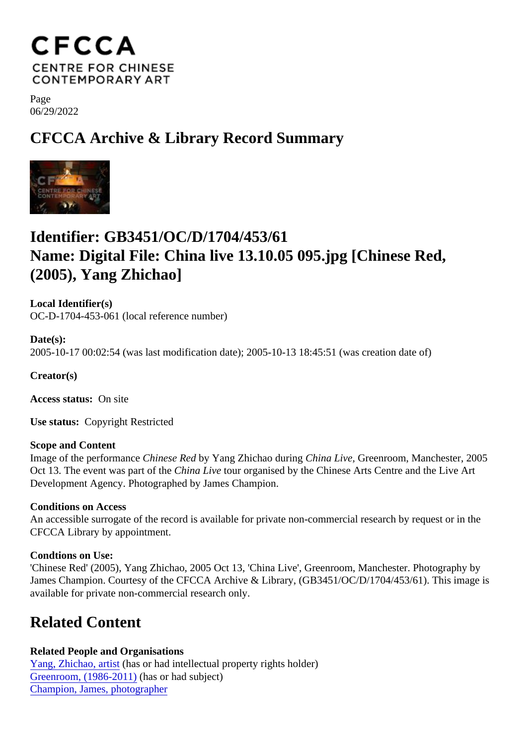Page
06/29/2022

# CFCCA Archive & Library Record Summary

## Identifier: GB3451/OC/D/1704/453/61
## Name: Digital File: China live 13.10.05 095.jpg [Chinese Red, (2005), Yang Zhichao]

**Local Identifier(s)**
OC-D-1704-453-061 (local reference number)

**Date(s):**
2005-10-17 00:02:54 (was last modification date); 2005-10-13 18:45:51 (was creation date of)

**Creator(s)**

**Access status:** On site

**Use status:** Copyright Restricted

**Scope and Content**
Image of the performance *Chinese Red* by Yang Zhichao during *China Live*, Greenroom, Manchester, 2005 Oct 13. The event was part of the *China Live* tour organised by the Chinese Arts Centre and the Live Art Development Agency. Photographed by James Champion.

**Conditions on Access**
An accessible surrogate of the record is available for private non-commercial research by request or in the CFCCA Library by appointment.

**Condtions on Use:**
'Chinese Red' (2005), Yang Zhichao, 2005 Oct 13, 'China Live', Greenroom, Manchester. Photography by James Champion. Courtesy of the CFCCA Archive & Library, (GB3451/OC/D/1704/453/61). This image is available for private non-commercial research only.

## Related Content

**Related People and Organisations**
Yang, Zhichao, artist (has or had intellectual property rights holder)
Greenroom, (1986-2011) (has or had subject)
Champion, James, photographer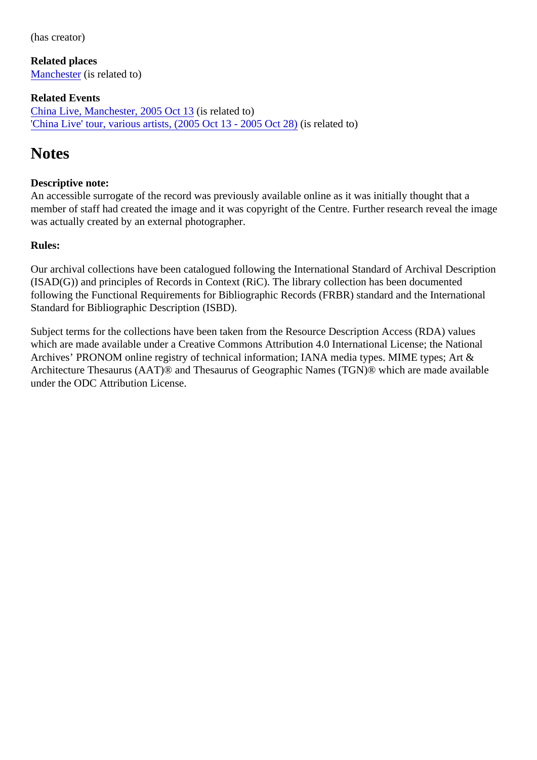(has creator)

**Related places**
Manchester (is related to)

**Related Events**
China Live, Manchester, 2005 Oct 13 (is related to)
'China Live' tour, various artists, (2005 Oct 13 - 2005 Oct 28) (is related to)

## Notes

**Descriptive note:**
An accessible surrogate of the record was previously available online as it was initially thought that a member of staff had created the image and it was copyright of the Centre. Further research reveal the image was actually created by an external photographer.

**Rules:**

Our archival collections have been catalogued following the International Standard of Archival Description (ISAD(G)) and principles of Records in Context (RiC). The library collection has been documented following the Functional Requirements for Bibliographic Records (FRBR) standard and the International Standard for Bibliographic Description (ISBD).

Subject terms for the collections have been taken from the Resource Description Access (RDA) values which are made available under a Creative Commons Attribution 4.0 International License; the National Archives' PRONOM online registry of technical information; IANA media types. MIME types; Art & Architecture Thesaurus (AAT)® and Thesaurus of Geographic Names (TGN)® which are made available under the ODC Attribution License.